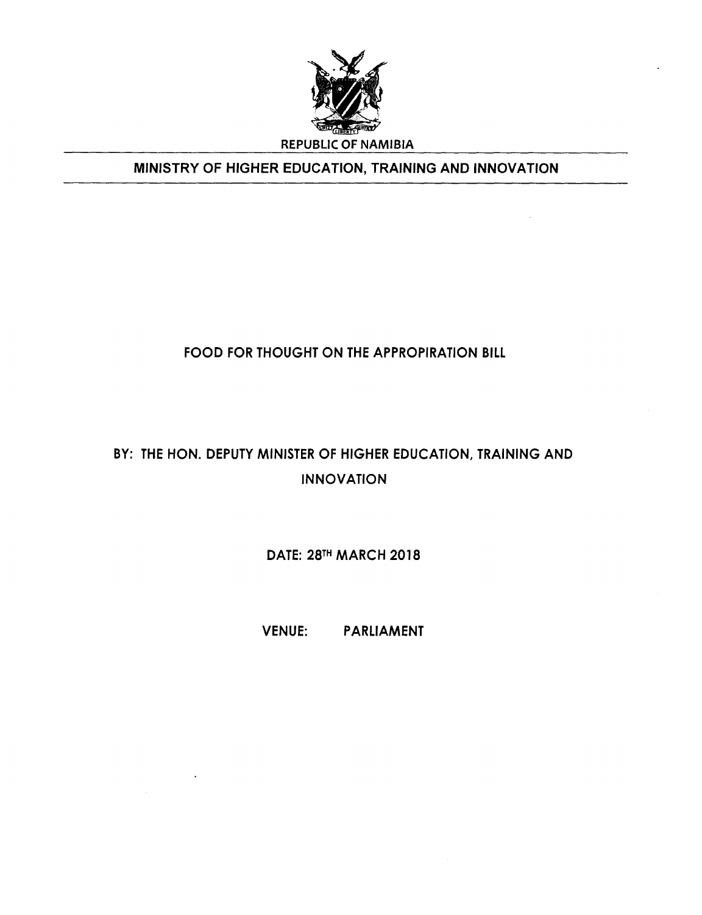REPUBLIC OF NAMIBIA

**MINISTRY OF HIGHER EDUCATION, TRAINING AND INNOVATION**

# FOOD FOR THOUGHT ON THE APPROPIRATION BILL

**BY: THE HON. DEPUTY MINISTER OF HIGHER EDUCATION, TRAINING AND INNOVATION**

**DATE: 28TH MARCH 2018**

**VENUE: PARLIAMENT**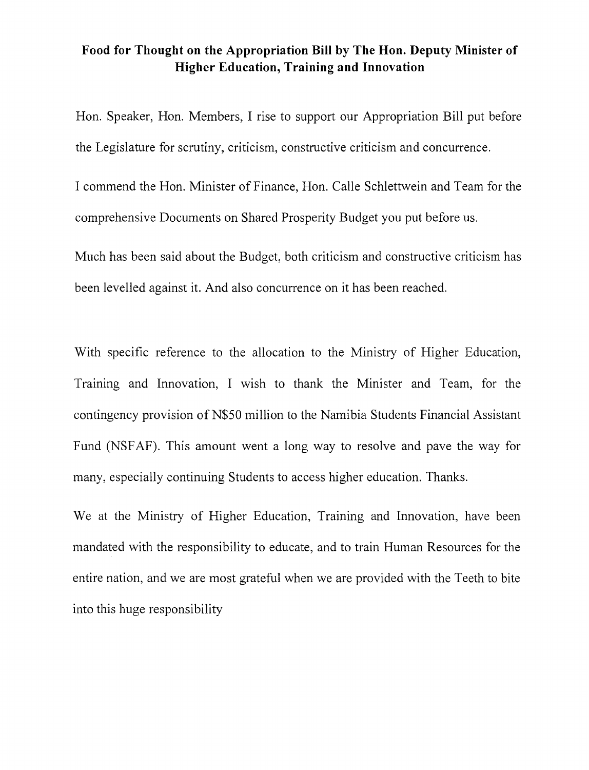**Food for Thought on the Appropriation Bill by The Hon. Deputy Minister of Higher Education, Training and Innovation**

Hon. Speaker, Hon. Members, I rise to support our Appropriation Bill put before the Legislature for scrutiny, criticism, constructive criticism and concurrence.

I commend the Hon. Minister of Finance, Hon. Calle Schlettwein and Team for the comprehensive Documents on Shared Prosperity Budget you put before us.

Much has been said about the Budget, both criticism and constructive criticism has been levelled against it. And also concurrence on it has been reached.

With specific reference to the allocation to the Ministry of Higher Education, Training and Innovation, I wish to thank the Minister and Team, for the contingency provision of N$50 million to the Namibia Students Financial Assistant Fund (NSFAF). This amount went a long way to resolve and pave the way for many, especially continuing Students to access higher education. Thanks.

We at the Ministry of Higher Education, Training and Innovation, have been mandated with the responsibility to educate, and to train Human Resources for the entire nation, and we are most grateful when we are provided with the Teeth to bite into this huge responsibility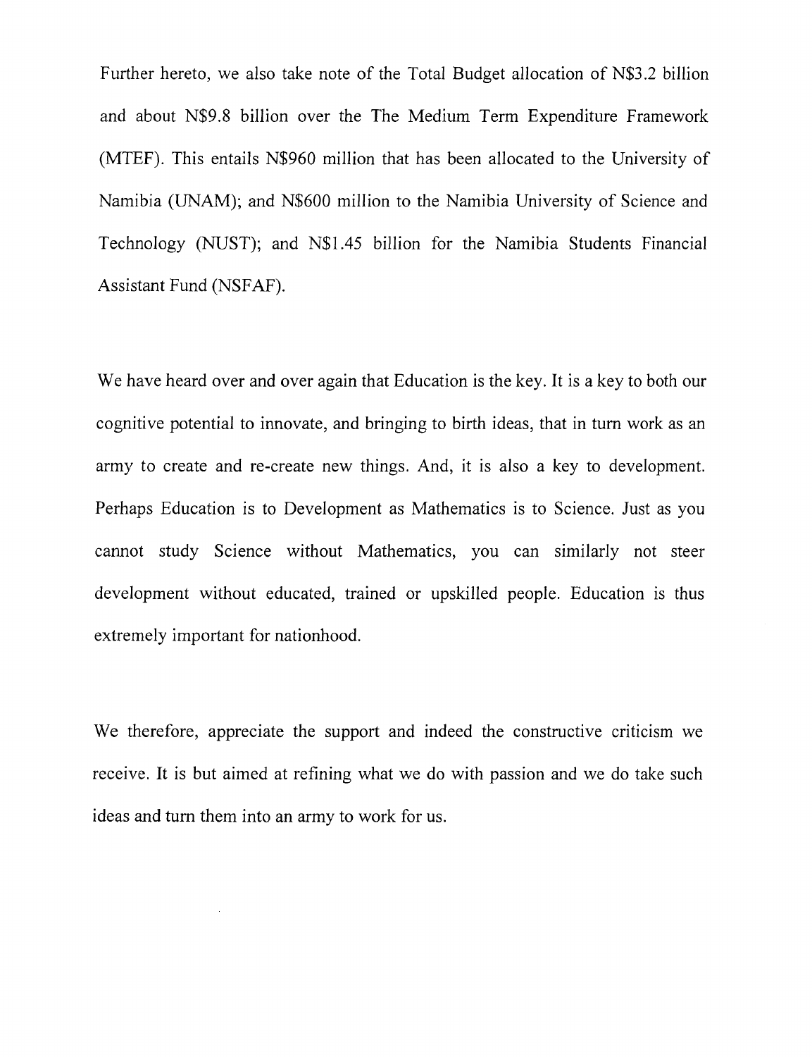Further hereto, we also take note of the Total Budget allocation of N$3.2 billion and about N$9.8 billion over the The Medium Term Expenditure Framework (MTEF). This entails N$960 million that has been allocated to the University of Namibia (UNAM); and N$600 million to the Namibia University of Science and Technology (NUST); and N$1.45 billion for the Namibia Students Financial Assistant Fund (NSFAF).

We have heard over and over again that Education is the key. It is a key to both our cognitive potential to innovate, and bringing to birth ideas, that in turn work as an army to create and re-create new things. And, it is also a key to development. Perhaps Education is to Development as Mathematics is to Science. Just as you cannot study Science without Mathematics, you can similarly not steer development without educated, trained or upskilled people. Education is thus extremely important for nationhood.

We therefore, appreciate the support and indeed the constructive criticism we receive. It is but aimed at refining what we do with passion and we do take such ideas and turn them into an army to work for us.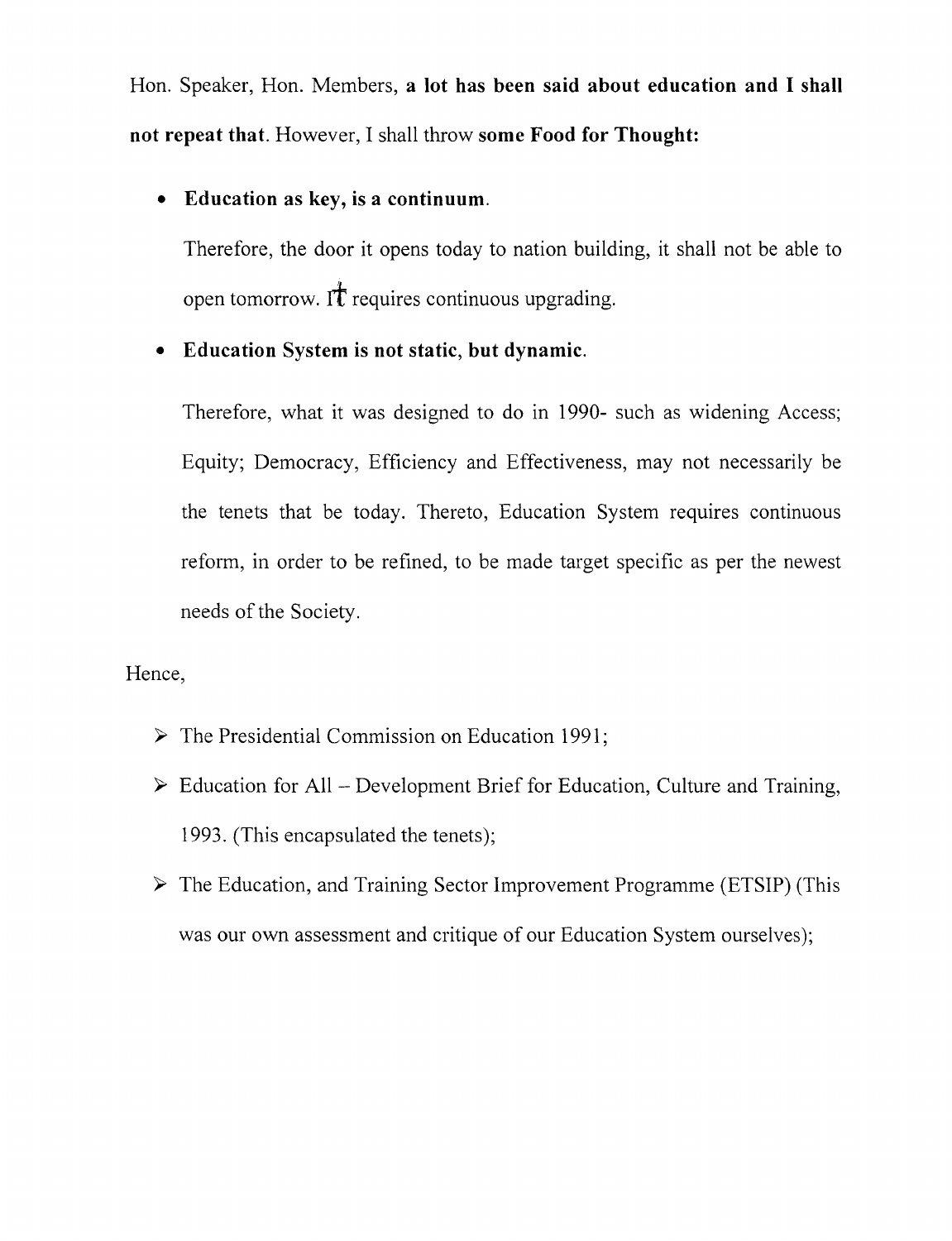Hon. Speaker, Hon. Members, **a lot has been said about education and I shall not repeat that**. However, I shall throw **some Food for Thought:**

- **Education as key, is a continuum**.

  Therefore, the door it opens today to nation building, it shall not be able to open tomorrow. It requires continuous upgrading.

- **Education System is not static, but dynamic**.

  Therefore, what it was designed to do in 1990- such as widening Access; Equity; Democracy, Efficiency and Effectiveness, may not necessarily be the tenets that be today. Thereto, Education System requires continuous reform, in order to be refined, to be made target specific as per the newest needs of the Society.

Hence,

- The Presidential Commission on Education 1991;
- Education for All – Development Brief for Education, Culture and Training, 1993. (This encapsulated the tenets);
- The Education, and Training Sector Improvement Programme (ETSIP) (This was our own assessment and critique of our Education System ourselves);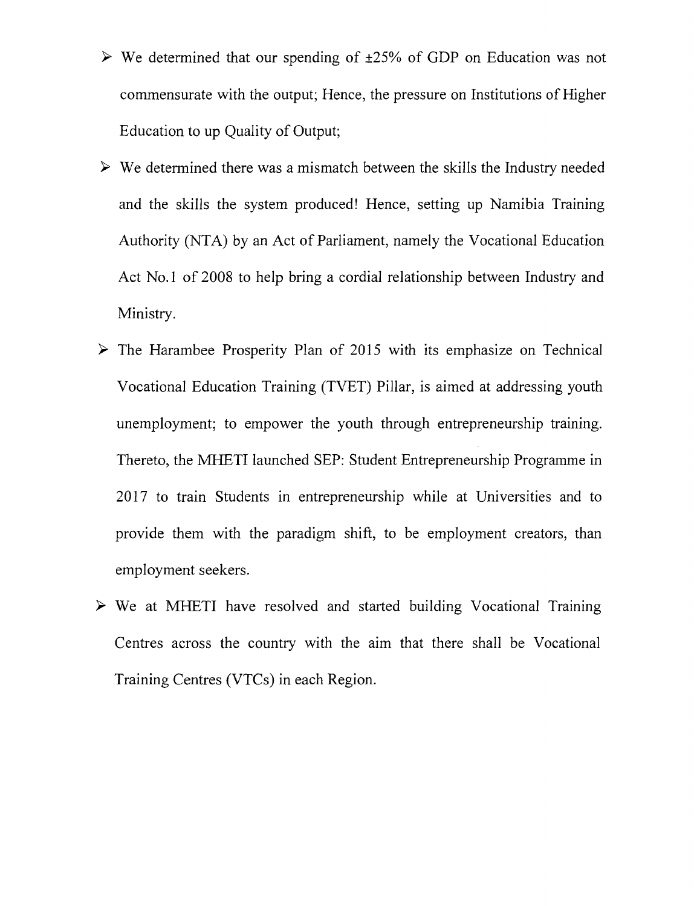- We determined that our spending of ±25% of GDP on Education was not commensurate with the output; Hence, the pressure on Institutions of Higher Education to up Quality of Output;
- We determined there was a mismatch between the skills the Industry needed and the skills the system produced! Hence, setting up Namibia Training Authority (NTA) by an Act of Parliament, namely the Vocational Education Act No.1 of 2008 to help bring a cordial relationship between Industry and Ministry.
- The Harambee Prosperity Plan of 2015 with its emphasize on Technical Vocational Education Training (TVET) Pillar, is aimed at addressing youth unemployment; to empower the youth through entrepreneurship training. Thereto, the MHETI launched SEP: Student Entrepreneurship Programme in 2017 to train Students in entrepreneurship while at Universities and to provide them with the paradigm shift, to be employment creators, than employment seekers.
- We at MHETI have resolved and started building Vocational Training Centres across the country with the aim that there shall be Vocational Training Centres (VTCs) in each Region.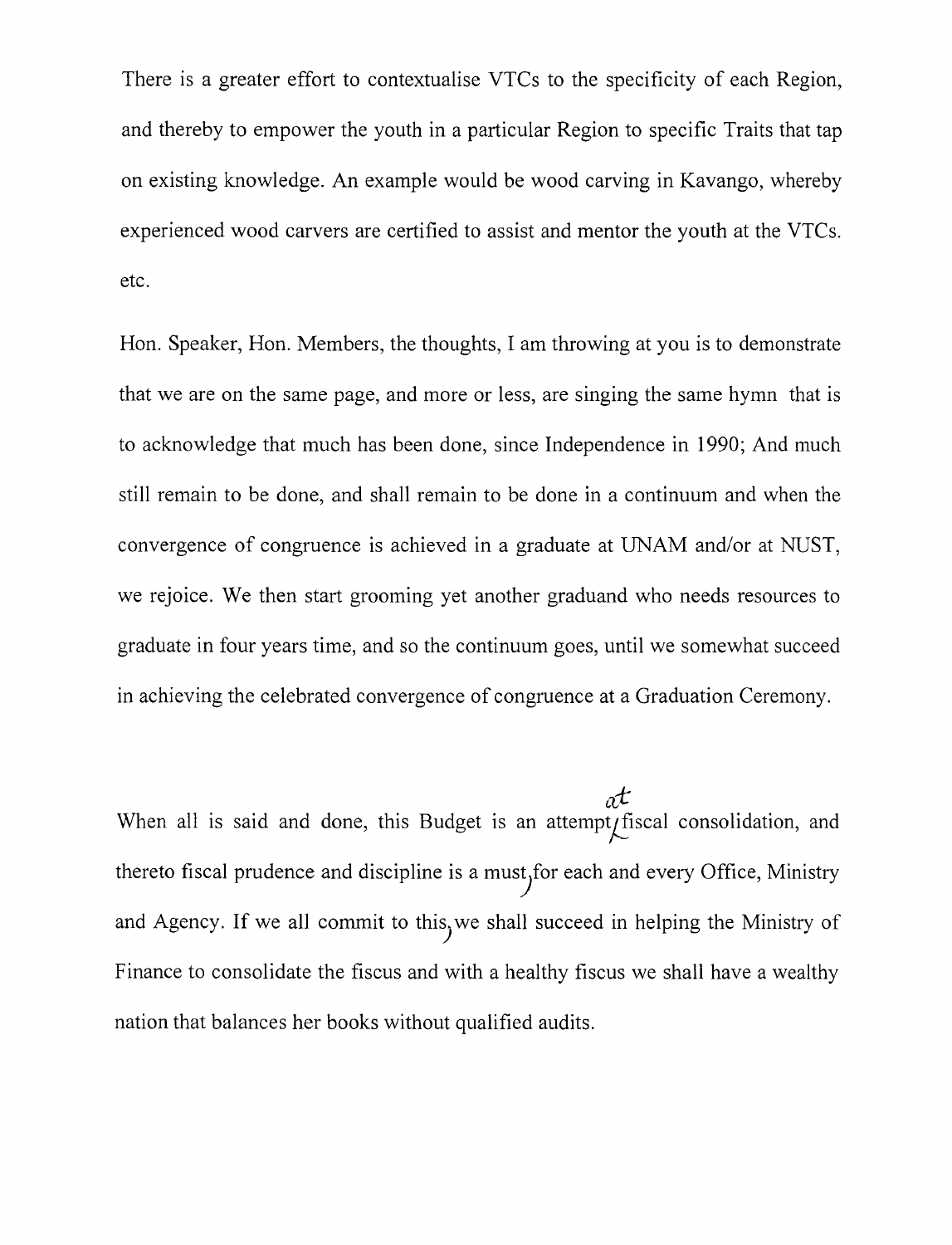There is a greater effort to contextualise VTCs to the specificity of each Region, and thereby to empower the youth in a particular Region to specific Traits that tap on existing knowledge. An example would be wood carving in Kavango, whereby experienced wood carvers are certified to assist and mentor the youth at the VTCs. etc.

Hon. Speaker, Hon. Members, the thoughts, I am throwing at you is to demonstrate that we are on the same page, and more or less, are singing the same hymn that is to acknowledge that much has been done, since Independence in 1990; And much still remain to be done, and shall remain to be done in a continuum and when the convergence of congruence is achieved in a graduate at UNAM and/or at NUST, we rejoice. We then start grooming yet another graduand who needs resources to graduate in four years time, and so the continuum goes, until we somewhat succeed in achieving the celebrated convergence of congruence at a Graduation Ceremony.

When all is said and done, this Budget is an attempt at fiscal consolidation, and thereto fiscal prudence and discipline is a must, for each and every Office, Ministry and Agency. If we all commit to this, we shall succeed in helping the Ministry of Finance to consolidate the fiscus and with a healthy fiscus we shall have a wealthy nation that balances her books without qualified audits.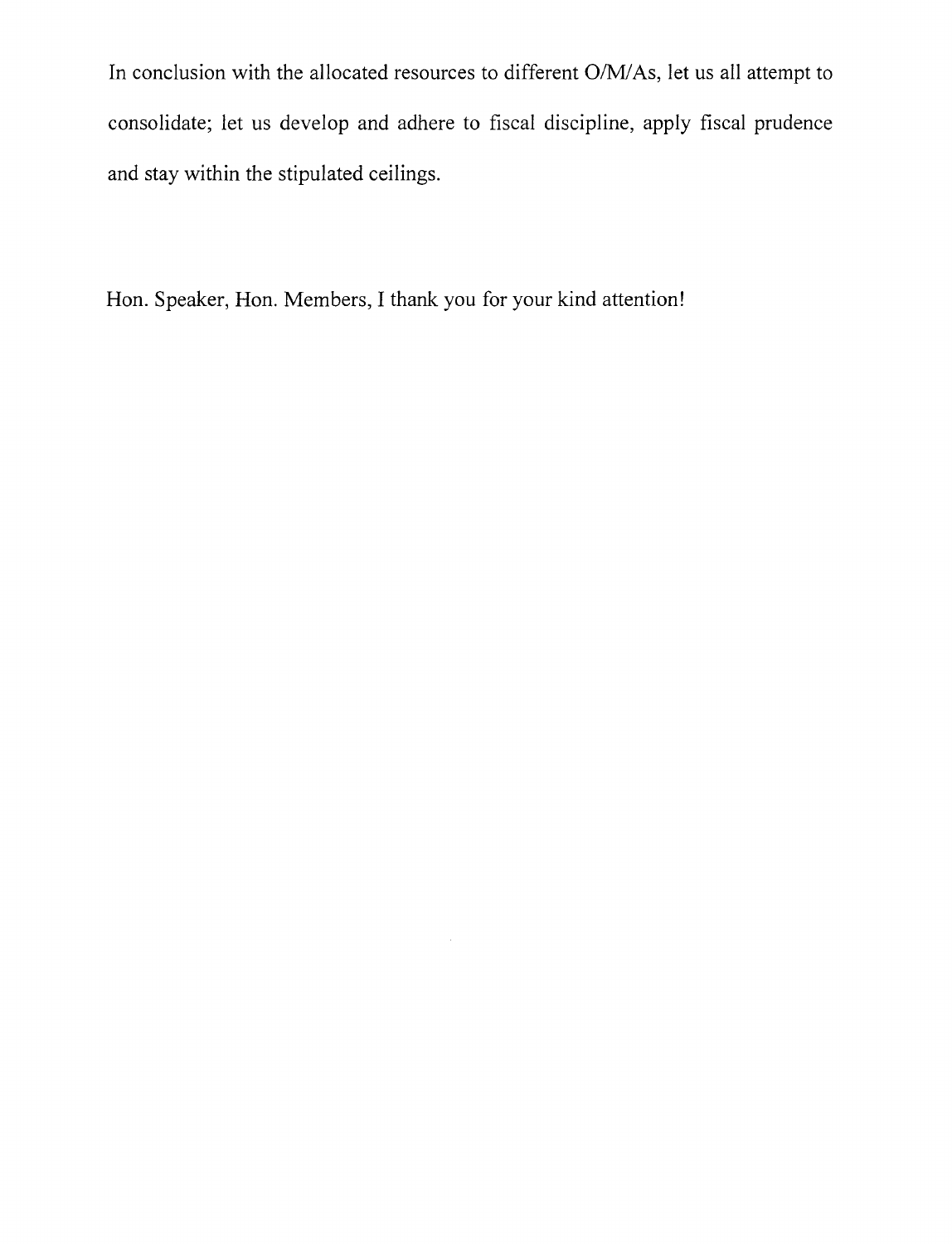In conclusion with the allocated resources to different O/M/As, let us all attempt to consolidate; let us develop and adhere to fiscal discipline, apply fiscal prudence and stay within the stipulated ceilings.

Hon. Speaker, Hon. Members, I thank you for your kind attention!